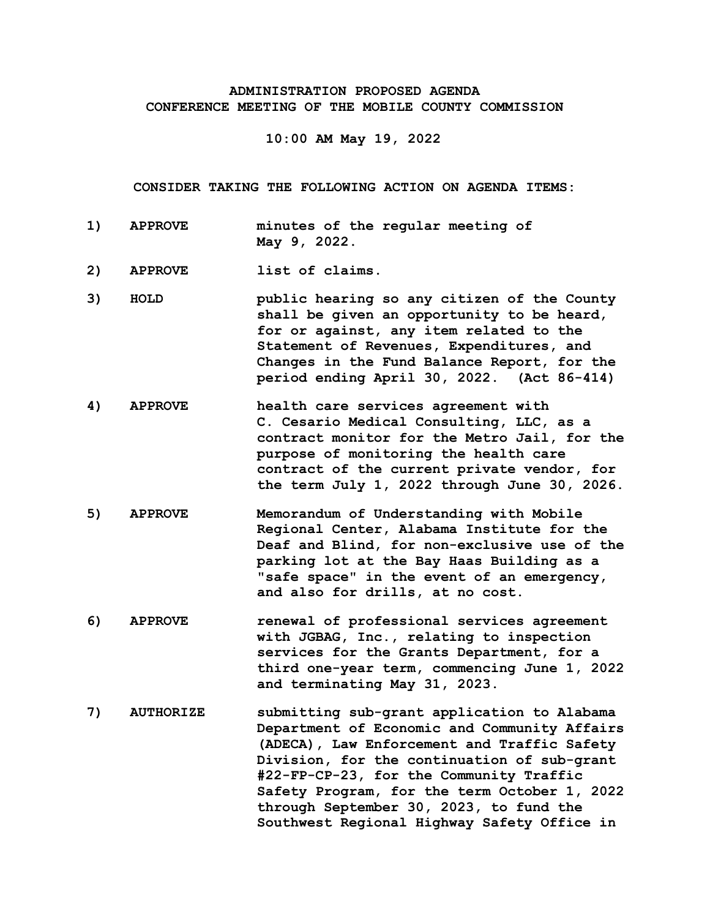**ADMINISTRATION PROPOSED AGENDA**
**CONFERENCE MEETING OF THE MOBILE COUNTY COMMISSION**

**10:00 AM May 19, 2022**

**CONSIDER TAKING THE FOLLOWING ACTION ON AGENDA ITEMS:**

1) **APPROVE** minutes of the regular meeting of May 9, 2022.

2) **APPROVE** list of claims.

3) **HOLD** public hearing so any citizen of the County shall be given an opportunity to be heard, for or against, any item related to the Statement of Revenues, Expenditures, and Changes in the Fund Balance Report, for the period ending April 30, 2022. (Act 86-414)

4) **APPROVE** health care services agreement with C. Cesario Medical Consulting, LLC, as a contract monitor for the Metro Jail, for the purpose of monitoring the health care contract of the current private vendor, for the term July 1, 2022 through June 30, 2026.

5) **APPROVE** Memorandum of Understanding with Mobile Regional Center, Alabama Institute for the Deaf and Blind, for non-exclusive use of the parking lot at the Bay Haas Building as a "safe space" in the event of an emergency, and also for drills, at no cost.

6) **APPROVE** renewal of professional services agreement with JGBAG, Inc., relating to inspection services for the Grants Department, for a third one-year term, commencing June 1, 2022 and terminating May 31, 2023.

7) **AUTHORIZE** submitting sub-grant application to Alabama Department of Economic and Community Affairs (ADECA), Law Enforcement and Traffic Safety Division, for the continuation of sub-grant #22-FP-CP-23, for the Community Traffic Safety Program, for the term October 1, 2022 through September 30, 2023, to fund the Southwest Regional Highway Safety Office in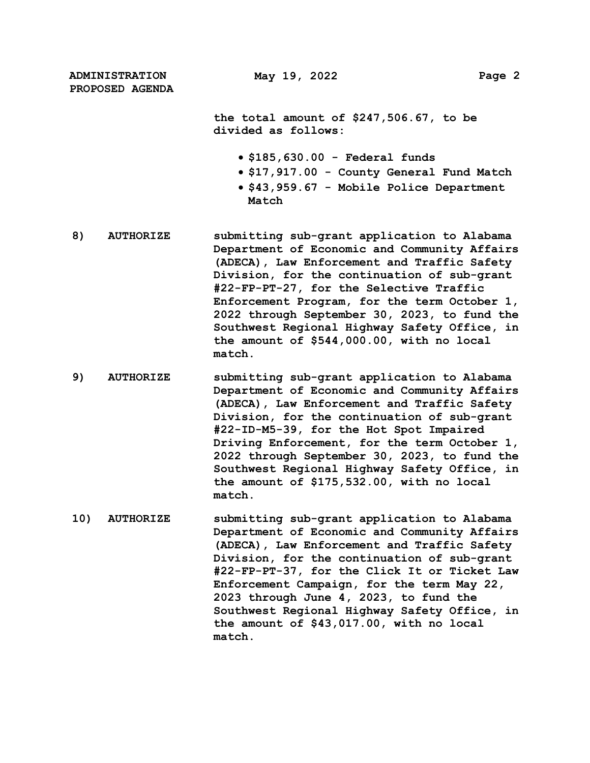the total amount of $247,506.67, to be divided as follows:

- $185,630.00 - Federal funds
- $17,917.00 - County General Fund Match
- $43,959.67 - Mobile Police Department Match

8) **AUTHORIZE** submitting sub-grant application to Alabama Department of Economic and Community Affairs (ADECA), Law Enforcement and Traffic Safety Division, for the continuation of sub-grant #22-FP-PT-27, for the Selective Traffic Enforcement Program, for the term October 1, 2022 through September 30, 2023, to fund the Southwest Regional Highway Safety Office, in the amount of $544,000.00, with no local match.

9) **AUTHORIZE** submitting sub-grant application to Alabama Department of Economic and Community Affairs (ADECA), Law Enforcement and Traffic Safety Division, for the continuation of sub-grant #22-ID-M5-39, for the Hot Spot Impaired Driving Enforcement, for the term October 1, 2022 through September 30, 2023, to fund the Southwest Regional Highway Safety Office, in the amount of $175,532.00, with no local match.

10) **AUTHORIZE** submitting sub-grant application to Alabama Department of Economic and Community Affairs (ADECA), Law Enforcement and Traffic Safety Division, for the continuation of sub-grant #22-FP-PT-37, for the Click It or Ticket Law Enforcement Campaign, for the term May 22, 2023 through June 4, 2023, to fund the Southwest Regional Highway Safety Office, in the amount of $43,017.00, with no local match.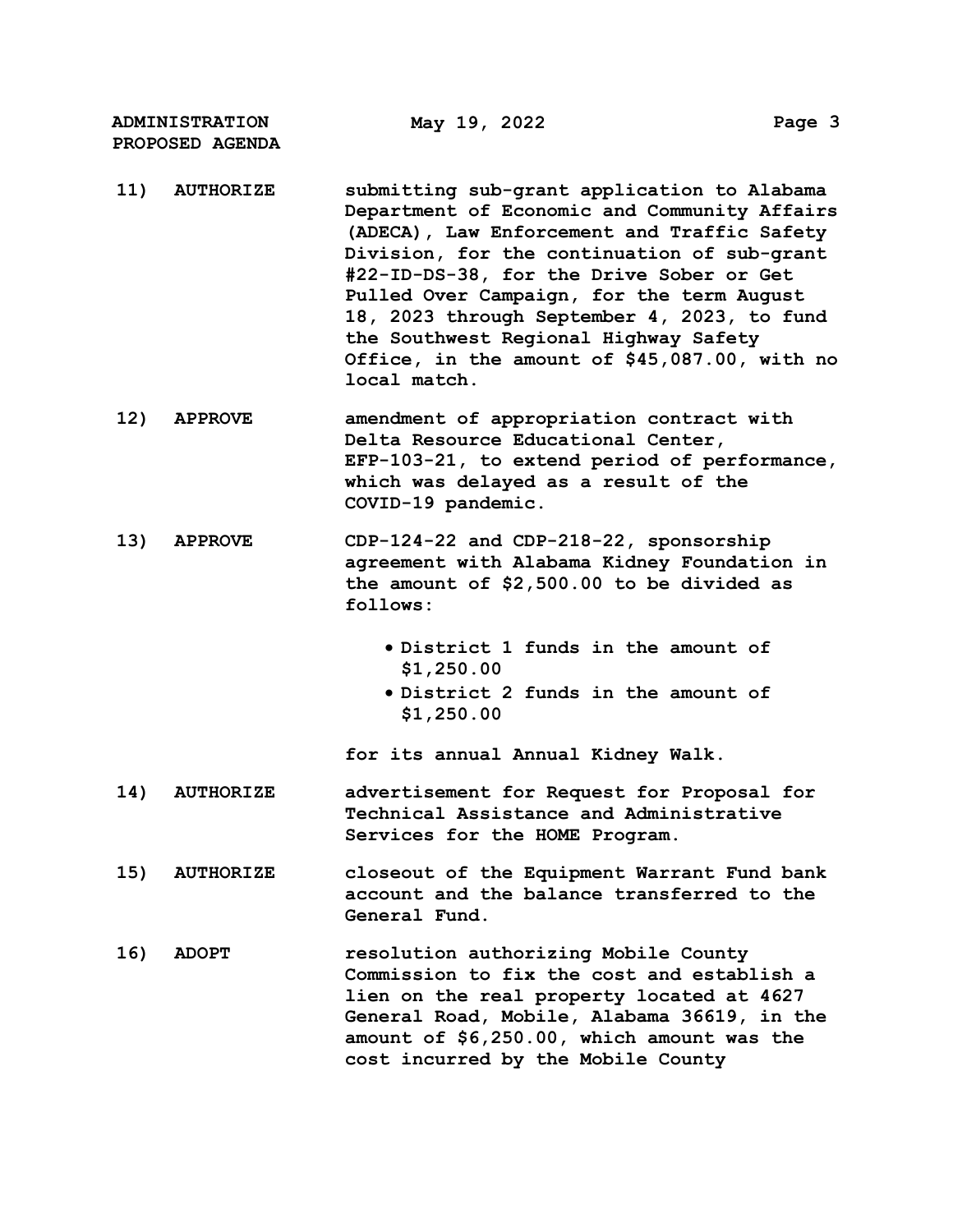**11) AUTHORIZE** submitting sub-grant application to Alabama Department of Economic and Community Affairs (ADECA), Law Enforcement and Traffic Safety Division, for the continuation of sub-grant #22-ID-DS-38, for the Drive Sober or Get Pulled Over Campaign, for the term August 18, 2023 through September 4, 2023, to fund the Southwest Regional Highway Safety Office, in the amount of $45,087.00, with no local match.

**12) APPROVE** amendment of appropriation contract with Delta Resource Educational Center, EFP-103-21, to extend period of performance, which was delayed as a result of the COVID-19 pandemic.

**13) APPROVE** CDP-124-22 and CDP-218-22, sponsorship agreement with Alabama Kidney Foundation in the amount of $2,500.00 to be divided as follows:

- District 1 funds in the amount of $1,250.00
- District 2 funds in the amount of $1,250.00

for its annual Annual Kidney Walk.

**14) AUTHORIZE** advertisement for Request for Proposal for Technical Assistance and Administrative Services for the HOME Program.

**15) AUTHORIZE** closeout of the Equipment Warrant Fund bank account and the balance transferred to the General Fund.

**16) ADOPT** resolution authorizing Mobile County Commission to fix the cost and establish a lien on the real property located at 4627 General Road, Mobile, Alabama 36619, in the amount of $6,250.00, which amount was the cost incurred by the Mobile County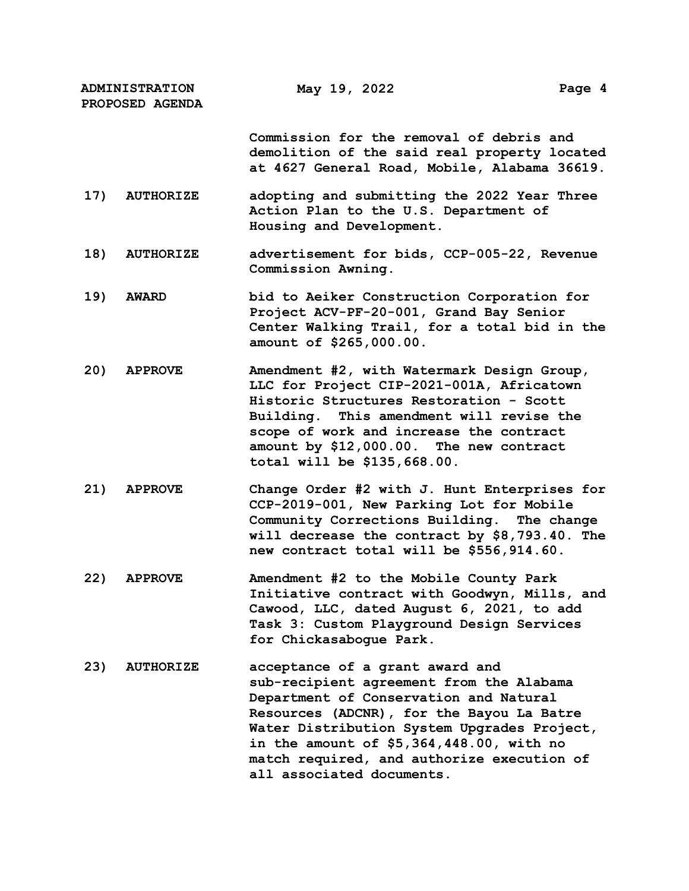Commission for the removal of debris and demolition of the said real property located at 4627 General Road, Mobile, Alabama 36619.

**17) AUTHORIZE** adopting and submitting the 2022 Year Three Action Plan to the U.S. Department of Housing and Development.

**18) AUTHORIZE** advertisement for bids, CCP-005-22, Revenue Commission Awning.

**19) AWARD** bid to Aeiker Construction Corporation for Project ACV-PF-20-001, Grand Bay Senior Center Walking Trail, for a total bid in the amount of $265,000.00.

**20) APPROVE** Amendment #2, with Watermark Design Group, LLC for Project CIP-2021-001A, Africatown Historic Structures Restoration - Scott Building. This amendment will revise the scope of work and increase the contract amount by $12,000.00. The new contract total will be $135,668.00.

**21) APPROVE** Change Order #2 with J. Hunt Enterprises for CCP-2019-001, New Parking Lot for Mobile Community Corrections Building. The change will decrease the contract by $8,793.40. The new contract total will be $556,914.60.

**22) APPROVE** Amendment #2 to the Mobile County Park Initiative contract with Goodwyn, Mills, and Cawood, LLC, dated August 6, 2021, to add Task 3: Custom Playground Design Services for Chickasabogue Park.

**23) AUTHORIZE** acceptance of a grant award and sub-recipient agreement from the Alabama Department of Conservation and Natural Resources (ADCNR), for the Bayou La Batre Water Distribution System Upgrades Project, in the amount of $5,364,448.00, with no match required, and authorize execution of all associated documents.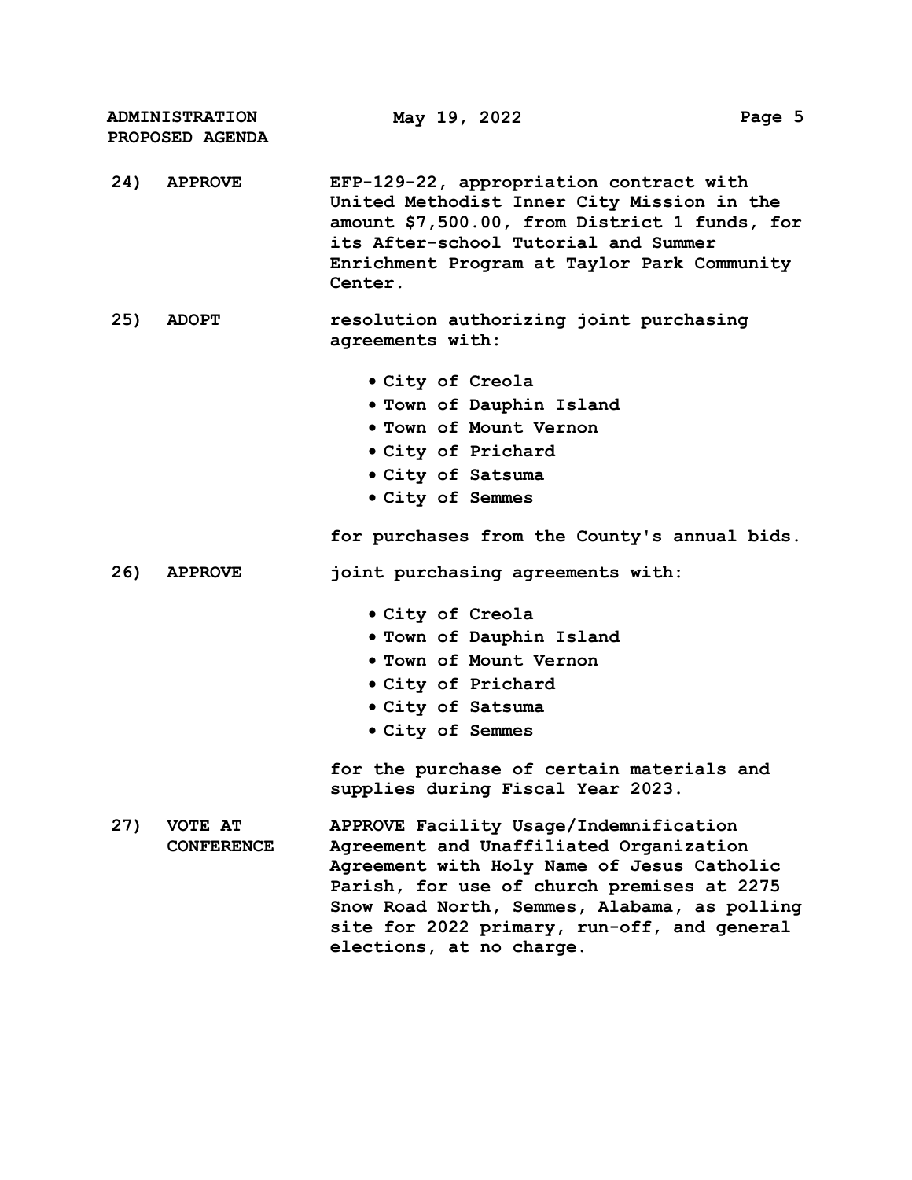**24) APPROVE** EFP-129-22, appropriation contract with United Methodist Inner City Mission in the amount $7,500.00, from District 1 funds, for its After-school Tutorial and Summer Enrichment Program at Taylor Park Community Center.

**25) ADOPT** resolution authorizing joint purchasing agreements with:

- City of Creola
- Town of Dauphin Island
- Town of Mount Vernon
- City of Prichard
- City of Satsuma
- City of Semmes

for purchases from the County's annual bids.

**26) APPROVE** joint purchasing agreements with:

- City of Creola
- Town of Dauphin Island
- Town of Mount Vernon
- City of Prichard
- City of Satsuma
- City of Semmes

for the purchase of certain materials and supplies during Fiscal Year 2023.

**27) VOTE AT CONFERENCE** APPROVE Facility Usage/Indemnification Agreement and Unaffiliated Organization Agreement with Holy Name of Jesus Catholic Parish, for use of church premises at 2275 Snow Road North, Semmes, Alabama, as polling site for 2022 primary, run-off, and general elections, at no charge.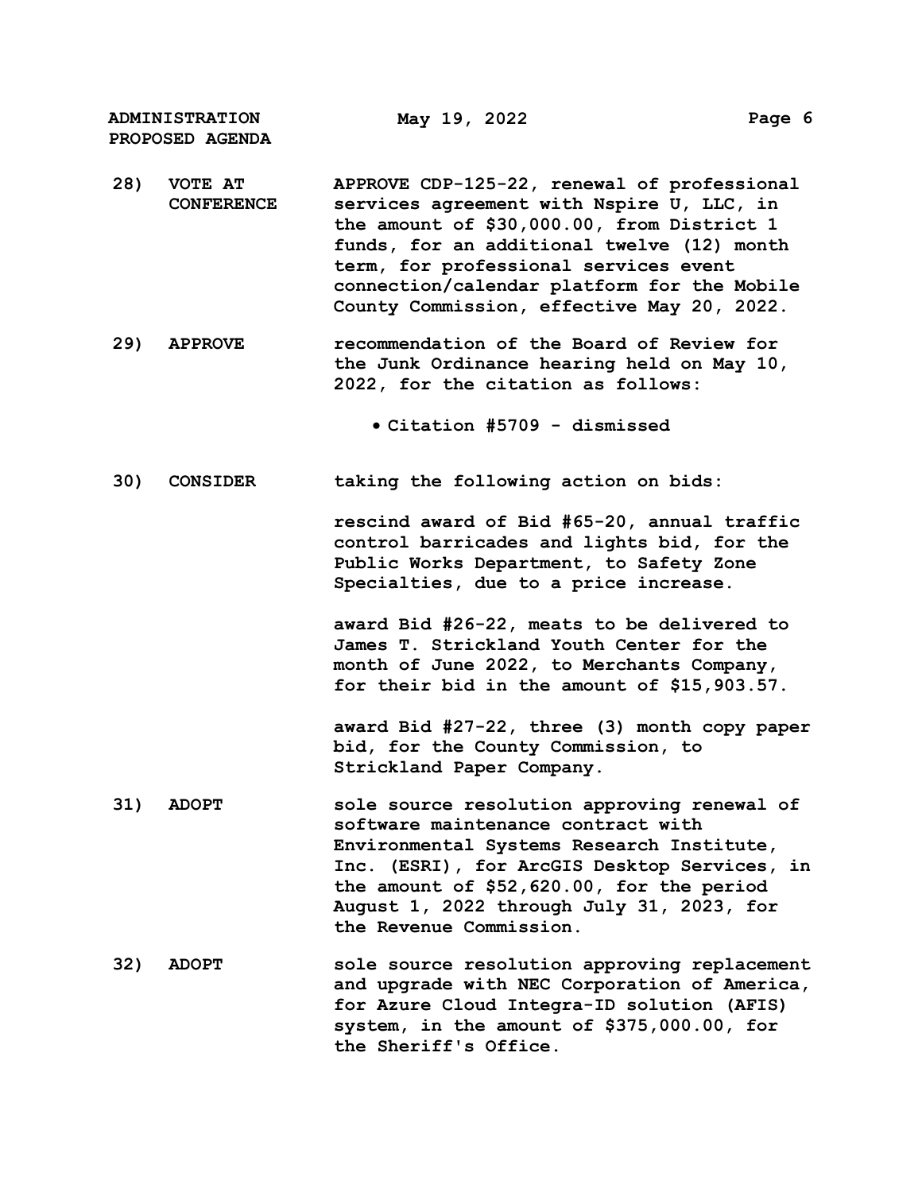**28) VOTE AT CONFERENCE** — **APPROVE CDP-125-22, renewal of professional services agreement with Nspire U, LLC, in the amount of $30,000.00, from District 1 funds, for an additional twelve (12) month term, for professional services event connection/calendar platform for the Mobile County Commission, effective May 20, 2022.**

**29) APPROVE** — **recommendation of the Board of Review for the Junk Ordinance hearing held on May 10, 2022, for the citation as follows:**

- **Citation #5709 - dismissed**

**30) CONSIDER** — **taking the following action on bids:**

**rescind award of Bid #65-20, annual traffic control barricades and lights bid, for the Public Works Department, to Safety Zone Specialties, due to a price increase.**

**award Bid #26-22, meats to be delivered to James T. Strickland Youth Center for the month of June 2022, to Merchants Company, for their bid in the amount of $15,903.57.**

**award Bid #27-22, three (3) month copy paper bid, for the County Commission, to Strickland Paper Company.**

**31) ADOPT** — **sole source resolution approving renewal of software maintenance contract with Environmental Systems Research Institute, Inc. (ESRI), for ArcGIS Desktop Services, in the amount of $52,620.00, for the period August 1, 2022 through July 31, 2023, for the Revenue Commission.**

**32) ADOPT** — **sole source resolution approving replacement and upgrade with NEC Corporation of America, for Azure Cloud Integra-ID solution (AFIS) system, in the amount of $375,000.00, for the Sheriff's Office.**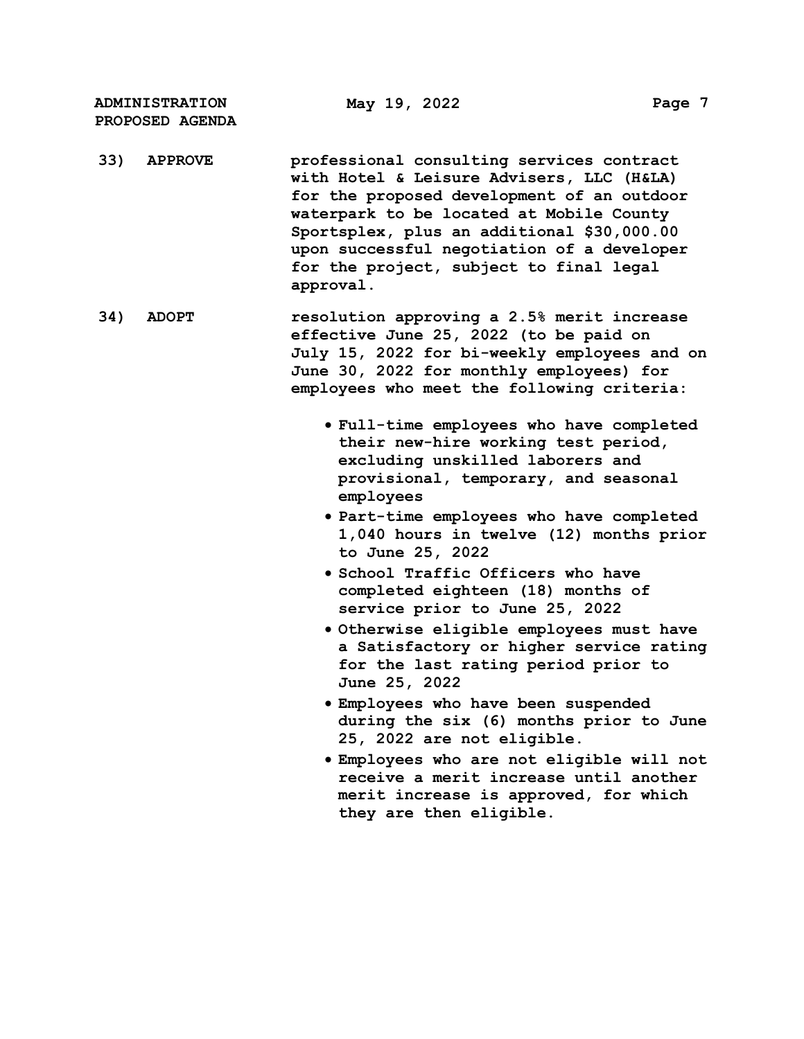**33) APPROVE** professional consulting services contract with Hotel & Leisure Advisers, LLC (H&LA) for the proposed development of an outdoor waterpark to be located at Mobile County Sportsplex, plus an additional $30,000.00 upon successful negotiation of a developer for the project, subject to final legal approval.

**34) ADOPT** resolution approving a 2.5% merit increase effective June 25, 2022 (to be paid on July 15, 2022 for bi-weekly employees and on June 30, 2022 for monthly employees) for employees who meet the following criteria:

- Full-time employees who have completed their new-hire working test period, excluding unskilled laborers and provisional, temporary, and seasonal employees
- Part-time employees who have completed 1,040 hours in twelve (12) months prior to June 25, 2022
- School Traffic Officers who have completed eighteen (18) months of service prior to June 25, 2022
- Otherwise eligible employees must have a Satisfactory or higher service rating for the last rating period prior to June 25, 2022
- Employees who have been suspended during the six (6) months prior to June 25, 2022 are not eligible.
- Employees who are not eligible will not receive a merit increase until another merit increase is approved, for which they are then eligible.